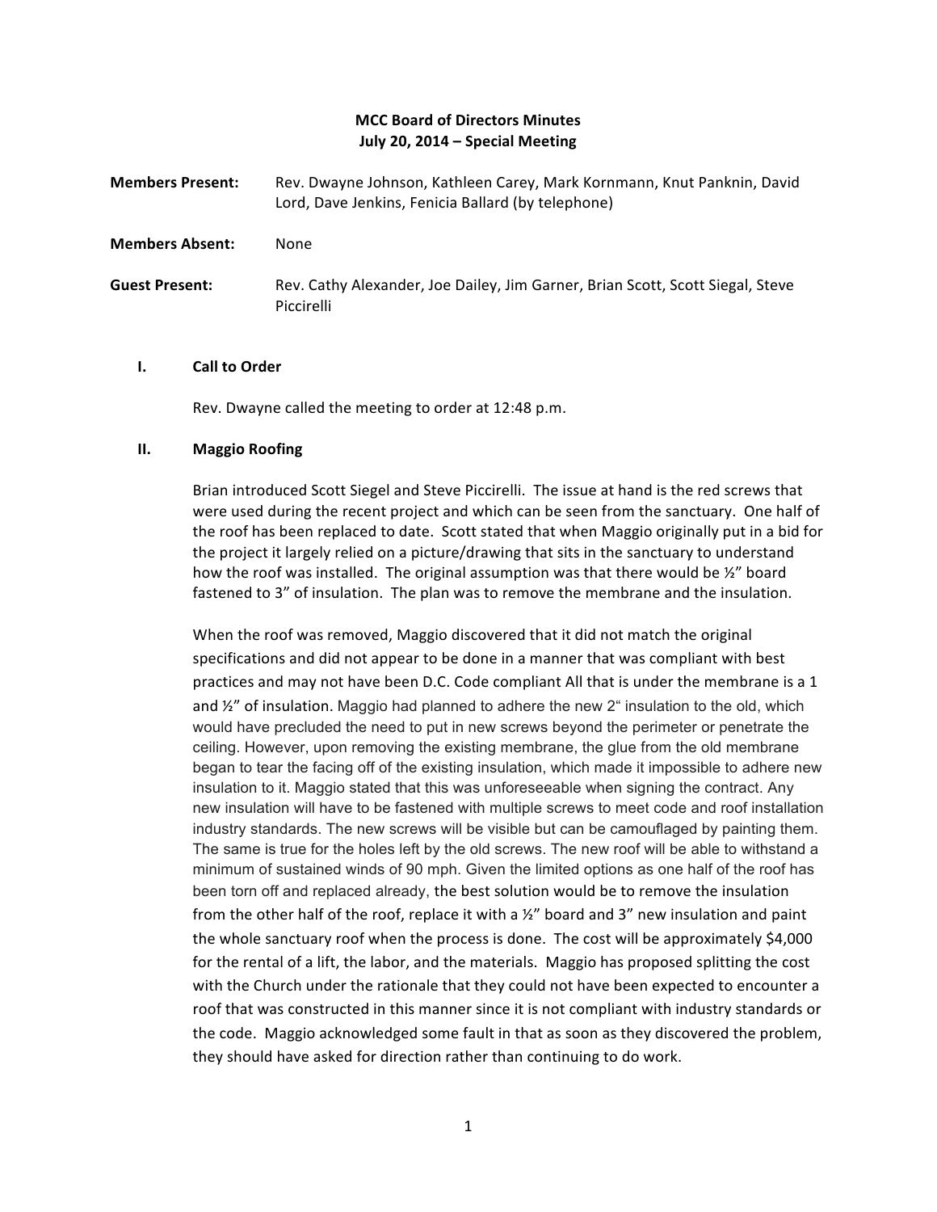**MCC Board of Directors Minutes**
**July 20, 2014 – Special Meeting**

**Members Present:** Rev. Dwayne Johnson, Kathleen Carey, Mark Kornmann, Knut Panknin, David Lord, Dave Jenkins, Fenicia Ballard (by telephone)

**Members Absent:** None

**Guest Present:** Rev. Cathy Alexander, Joe Dailey, Jim Garner, Brian Scott, Scott Siegal, Steve Piccirelli

## I. Call to Order

Rev. Dwayne called the meeting to order at 12:48 p.m.

## II. Maggio Roofing

Brian introduced Scott Siegel and Steve Piccirelli. The issue at hand is the red screws that were used during the recent project and which can be seen from the sanctuary. One half of the roof has been replaced to date. Scott stated that when Maggio originally put in a bid for the project it largely relied on a picture/drawing that sits in the sanctuary to understand how the roof was installed. The original assumption was that there would be ½" board fastened to 3" of insulation. The plan was to remove the membrane and the insulation.

When the roof was removed, Maggio discovered that it did not match the original specifications and did not appear to be done in a manner that was compliant with best practices and may not have been D.C. Code compliant All that is under the membrane is a 1 and ½" of insulation. Maggio had planned to adhere the new 2" insulation to the old, which would have precluded the need to put in new screws beyond the perimeter or penetrate the ceiling. However, upon removing the existing membrane, the glue from the old membrane began to tear the facing off of the existing insulation, which made it impossible to adhere new insulation to it. Maggio stated that this was unforeseeable when signing the contract. Any new insulation will have to be fastened with multiple screws to meet code and roof installation industry standards. The new screws will be visible but can be camouflaged by painting them. The same is true for the holes left by the old screws. The new roof will be able to withstand a minimum of sustained winds of 90 mph. Given the limited options as one half of the roof has been torn off and replaced already, the best solution would be to remove the insulation from the other half of the roof, replace it with a ½" board and 3" new insulation and paint the whole sanctuary roof when the process is done. The cost will be approximately $4,000 for the rental of a lift, the labor, and the materials. Maggio has proposed splitting the cost with the Church under the rationale that they could not have been expected to encounter a roof that was constructed in this manner since it is not compliant with industry standards or the code. Maggio acknowledged some fault in that as soon as they discovered the problem, they should have asked for direction rather than continuing to do work.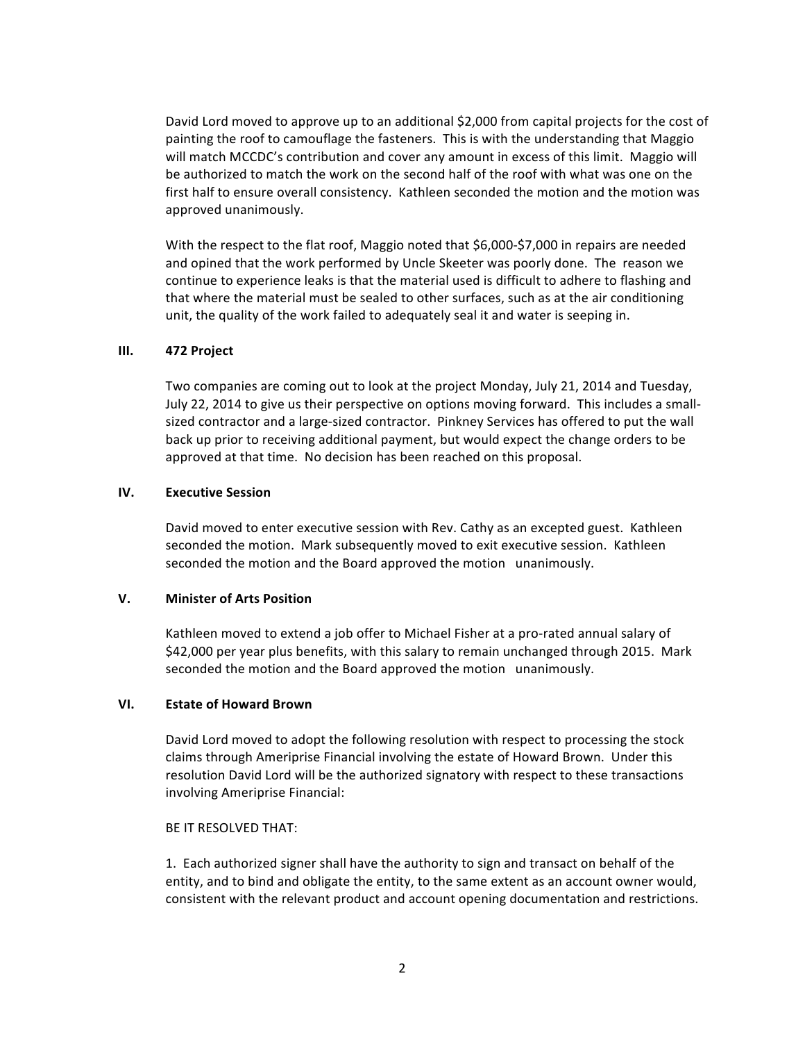David Lord moved to approve up to an additional $2,000 from capital projects for the cost of painting the roof to camouflage the fasteners. This is with the understanding that Maggio will match MCCDC's contribution and cover any amount in excess of this limit. Maggio will be authorized to match the work on the second half of the roof with what was one on the first half to ensure overall consistency. Kathleen seconded the motion and the motion was approved unanimously.

With the respect to the flat roof, Maggio noted that $6,000-$7,000 in repairs are needed and opined that the work performed by Uncle Skeeter was poorly done. The reason we continue to experience leaks is that the material used is difficult to adhere to flashing and that where the material must be sealed to other surfaces, such as at the air conditioning unit, the quality of the work failed to adequately seal it and water is seeping in.

## III. 472 Project

Two companies are coming out to look at the project Monday, July 21, 2014 and Tuesday, July 22, 2014 to give us their perspective on options moving forward. This includes a small-sized contractor and a large-sized contractor. Pinkney Services has offered to put the wall back up prior to receiving additional payment, but would expect the change orders to be approved at that time. No decision has been reached on this proposal.

## IV. Executive Session

David moved to enter executive session with Rev. Cathy as an excepted guest. Kathleen seconded the motion. Mark subsequently moved to exit executive session. Kathleen seconded the motion and the Board approved the motion unanimously.

## V. Minister of Arts Position

Kathleen moved to extend a job offer to Michael Fisher at a pro-rated annual salary of $42,000 per year plus benefits, with this salary to remain unchanged through 2015. Mark seconded the motion and the Board approved the motion unanimously.

## VI. Estate of Howard Brown

David Lord moved to adopt the following resolution with respect to processing the stock claims through Ameriprise Financial involving the estate of Howard Brown. Under this resolution David Lord will be the authorized signatory with respect to these transactions involving Ameriprise Financial:

BE IT RESOLVED THAT:

1. Each authorized signer shall have the authority to sign and transact on behalf of the entity, and to bind and obligate the entity, to the same extent as an account owner would, consistent with the relevant product and account opening documentation and restrictions.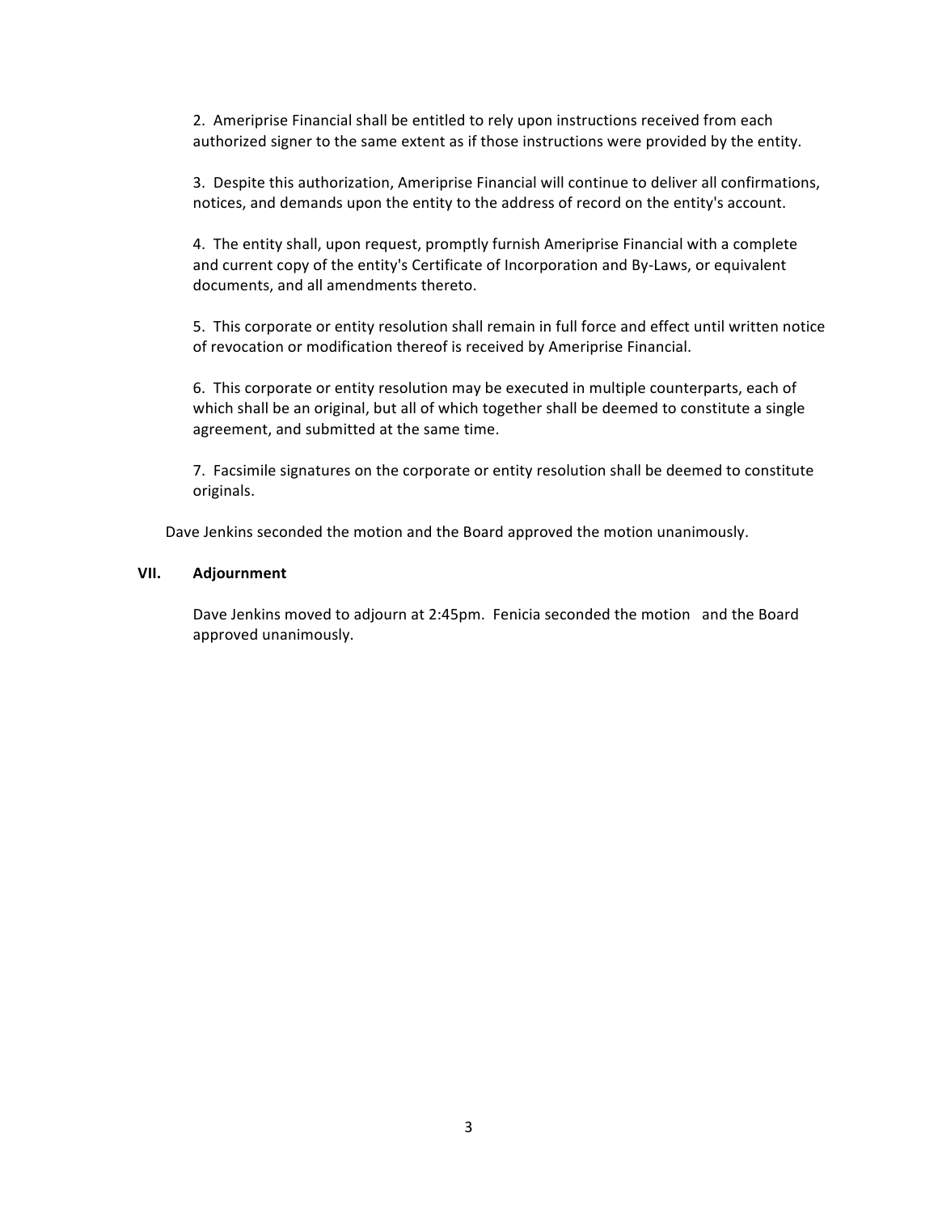2. Ameriprise Financial shall be entitled to rely upon instructions received from each authorized signer to the same extent as if those instructions were provided by the entity.

3. Despite this authorization, Ameriprise Financial will continue to deliver all confirmations, notices, and demands upon the entity to the address of record on the entity's account.

4. The entity shall, upon request, promptly furnish Ameriprise Financial with a complete and current copy of the entity's Certificate of Incorporation and By-Laws, or equivalent documents, and all amendments thereto.

5. This corporate or entity resolution shall remain in full force and effect until written notice of revocation or modification thereof is received by Ameriprise Financial.

6. This corporate or entity resolution may be executed in multiple counterparts, each of which shall be an original, but all of which together shall be deemed to constitute a single agreement, and submitted at the same time.

7. Facsimile signatures on the corporate or entity resolution shall be deemed to constitute originals.

Dave Jenkins seconded the motion and the Board approved the motion unanimously.

## VII. Adjournment

Dave Jenkins moved to adjourn at 2:45pm. Fenicia seconded the motion and the Board approved unanimously.